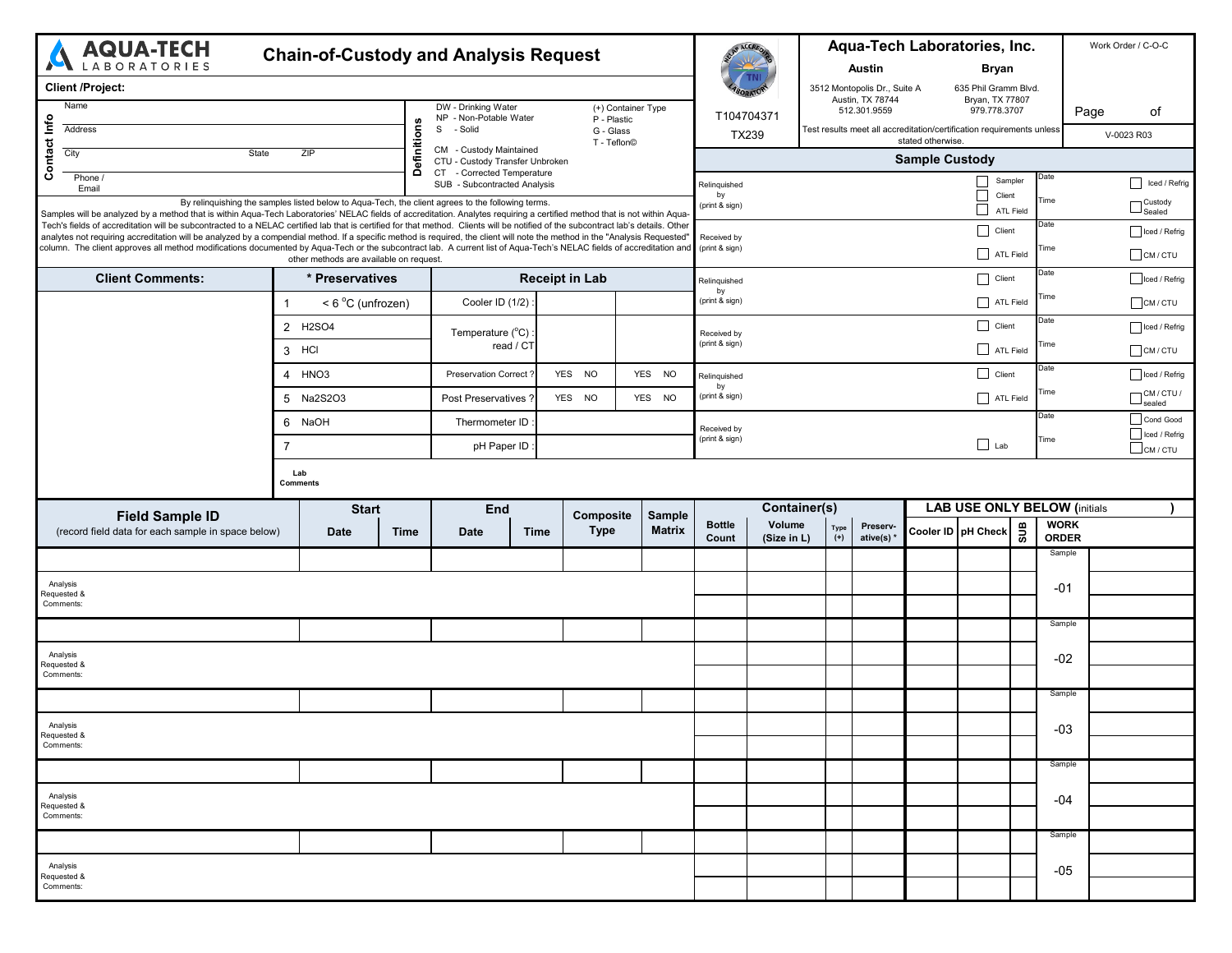# AQUA-TECH LABORATORIES

## Chain-of-Custody and Analysis Request

**Aqua-Tech Laboratories, Inc.**

| Austin | Bryan |
|---|---|
| 3512 Montopolis Dr., Suite A | 635 Phil Gramm Blvd. |
| Austin, TX 78744 | Bryan, TX 77807 |
| 512.301.9559 | 979.778.3707 |

T104704371

TX239

Test results meet all accreditation/certification requirements unless stated otherwise.

Work Order / C-O-C

Page of

V-0023 R03

**Client /Project:**

**Contact Info**

| | |
|---|---|
| Name | |
| Address | |
| City | State ZIP |
| Phone / Email | |

**Definitions**

- DW - Drinking Water
- NP - Non-Potable Water
- S - Solid
- CM - Custody Maintained
- CTU - Custody Transfer Unbroken
- CT - Corrected Temperature
- SUB - Subcontracted Analysis

(+) Container Type
- P - Plastic
- G - Glass
- T - Teflon©

By relinquishing the samples listed below to Aqua-Tech, the client agrees to the following terms.
Samples will be analyzed by a method that is within Aqua-Tech Laboratories' NELAC fields of accreditation. Analytes requiring a certified method that is not within Aqua-Tech's fields of accreditation will be subcontracted to a NELAC certified lab that is certified for that method. Clients will be notified of the subcontract lab's details. Other analytes not requiring accreditation will be analyzed by a compendial method. If a specific method is required, the client will note the method in the "Analysis Requested" column. The client approves all method modifications documented by Aqua-Tech or the subcontract lab. A current list of Aqua-Tech's NELAC fields of accreditation and other methods are available on request.

### Sample Custody

| | | | | |
|---|---|---|---|---|
| Relinquished by (print & sign) | ☐ Sampler ☐ Client ☐ ATL Field | Date / Time | | ☐ Iced / Refrig ☐ Custody Sealed |
| Received by (print & sign) | ☐ Client ☐ ATL Field | Date / Time | | ☐ Iced / Refrig ☐ CM / CTU |
| Relinquished by (print & sign) | ☐ Client ☐ ATL Field | Date / Time | | ☐ Iced / Refrig ☐ CM / CTU |
| Received by (print & sign) | ☐ Client ☐ ATL Field | Date / Time | | ☐ Iced / Refrig ☐ CM / CTU |
| Relinquished by (print & sign) | ☐ Client ☐ ATL Field | Date / Time | | ☐ Iced / Refrig ☐ CM / CTU / sealed |
| Received by (print & sign) | ☐ Lab | Date / Time | | ☐ Cond Good ☐ Iced / Refrig ☐ CM / CTU |

| Client Comments: | * Preservatives | | Receipt in Lab | | |
|---|---|---|---|---|---|
| | 1 | < 6 °C (unfrozen) | Cooler ID (1/2) : | | |
| | 2 | $H_2SO_4$ | Temperature (°C) : read / CT | | |
| | 3 | HCl | | | |
| | 4 | $HNO_3$ | Preservation Correct ? | YES NO | YES NO |
| | 5 | $Na_2S_2O_3$ | Post Preservatives ? | YES NO | YES NO |
| | 6 | NaOH | Thermometer ID : | | |
| | 7 | | pH Paper ID : | | |

Lab Comments

| Field Sample ID (record field data for each sample in space below) | Start Date | Start Time | End Date | End Time | Composite Type | Sample Matrix | Bottle Count | Volume (Size in L) | Type (+) | Preserv-ative(s) * | Cooler ID | pH Check | SUB | WORK ORDER | |
|---|---|---|---|---|---|---|---|---|---|---|---|---|---|---|---|
| | | | | | | | | | | | | | | Sample | |
| Analysis Requested & Comments: | | | | | | | | | | | | | | -01 | |
| | | | | | | | | | | | | | | Sample | |
| Analysis Requested & Comments: | | | | | | | | | | | | | | -02 | |
| | | | | | | | | | | | | | | Sample | |
| Analysis Requested & Comments: | | | | | | | | | | | | | | -03 | |
| | | | | | | | | | | | | | | Sample | |
| Analysis Requested & Comments: | | | | | | | | | | | | | | -04 | |
| | | | | | | | | | | | | | | Sample | |
| Analysis Requested & Comments: | | | | | | | | | | | | | | -05 | |

LAB USE ONLY BELOW (initials )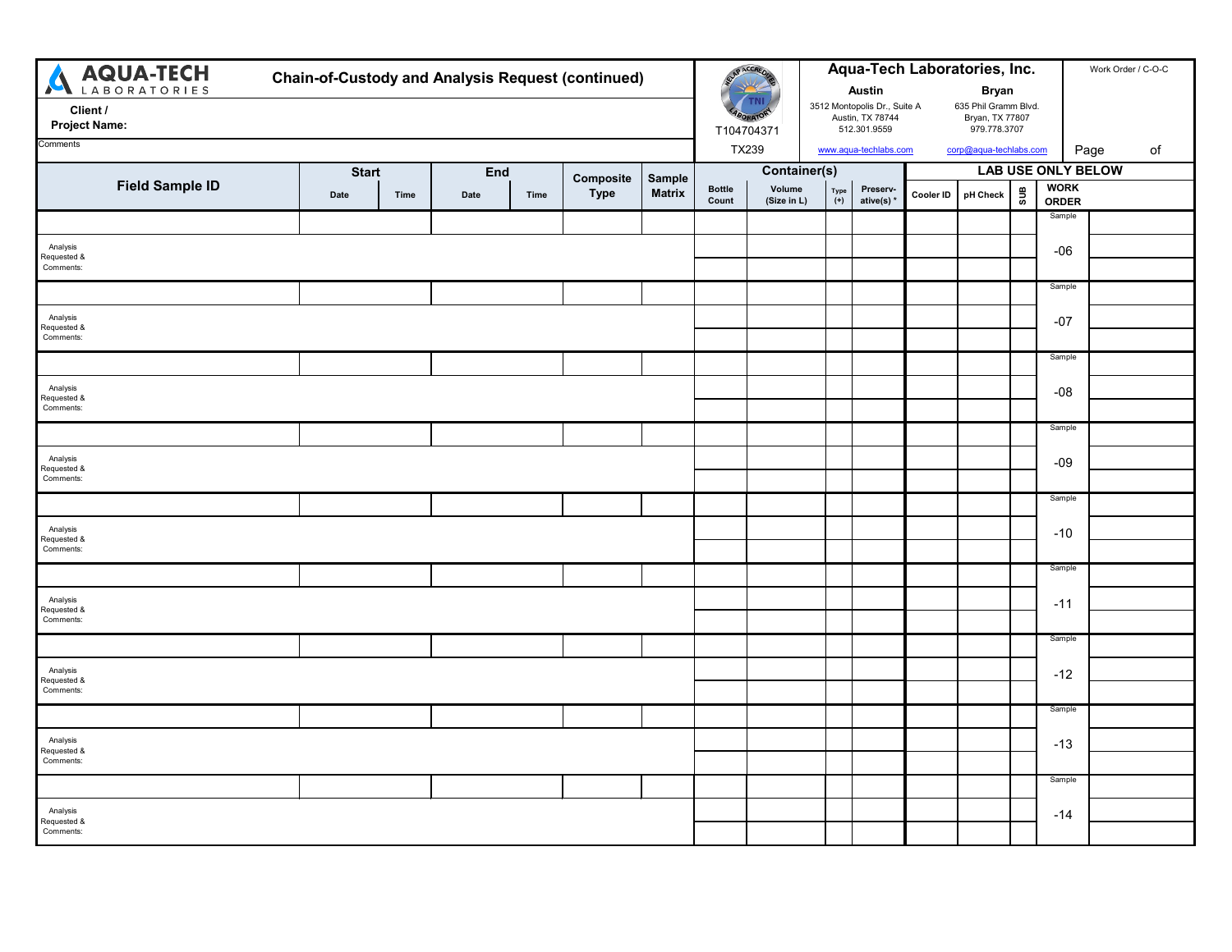**AQUA-TECH LABORATORIES**

## Chain-of-Custody and Analysis Request (continued)

**Client / Project Name:**

Comments

T104704371

TX239

**Aqua-Tech Laboratories, Inc.**

| Austin | Bryan |
|---|---|
| 3512 Montopolis Dr., Suite A | 635 Phil Gramm Blvd. |
| Austin, TX 78744 | Bryan, TX 77807 |
| 512.301.9559 | 979.778.3707 |
| www.aqua-techlabs.com | corp@aqua-techlabs.com |

Work Order / C-O-C

Page of

| Field Sample ID | Start | | End | | Composite Type | Sample Matrix | Container(s) | | | | LAB USE ONLY BELOW | | | |
|---|---|---|---|---|---|---|---|---|---|---|---|---|---|---|
| | Date | Time | Date | Time | | | Bottle Count | Volume (Size in L) | Type (+) | Preserv-ative(s) * | Cooler ID | pH Check | SUB | WORK ORDER |
| | | | | | | | | | | | | | | Sample |
| Analysis Requested & Comments: | | | | | | | | | | | | | | -06 |
| | | | | | | | | | | | | | | Sample |
| Analysis Requested & Comments: | | | | | | | | | | | | | | -07 |
| | | | | | | | | | | | | | | Sample |
| Analysis Requested & Comments: | | | | | | | | | | | | | | -08 |
| | | | | | | | | | | | | | | Sample |
| Analysis Requested & Comments: | | | | | | | | | | | | | | -09 |
| | | | | | | | | | | | | | | Sample |
| Analysis Requested & Comments: | | | | | | | | | | | | | | -10 |
| | | | | | | | | | | | | | | Sample |
| Analysis Requested & Comments: | | | | | | | | | | | | | | -11 |
| | | | | | | | | | | | | | | Sample |
| Analysis Requested & Comments: | | | | | | | | | | | | | | -12 |
| | | | | | | | | | | | | | | Sample |
| Analysis Requested & Comments: | | | | | | | | | | | | | | -13 |
| | | | | | | | | | | | | | | Sample |
| Analysis Requested & Comments: | | | | | | | | | | | | | | -14 |